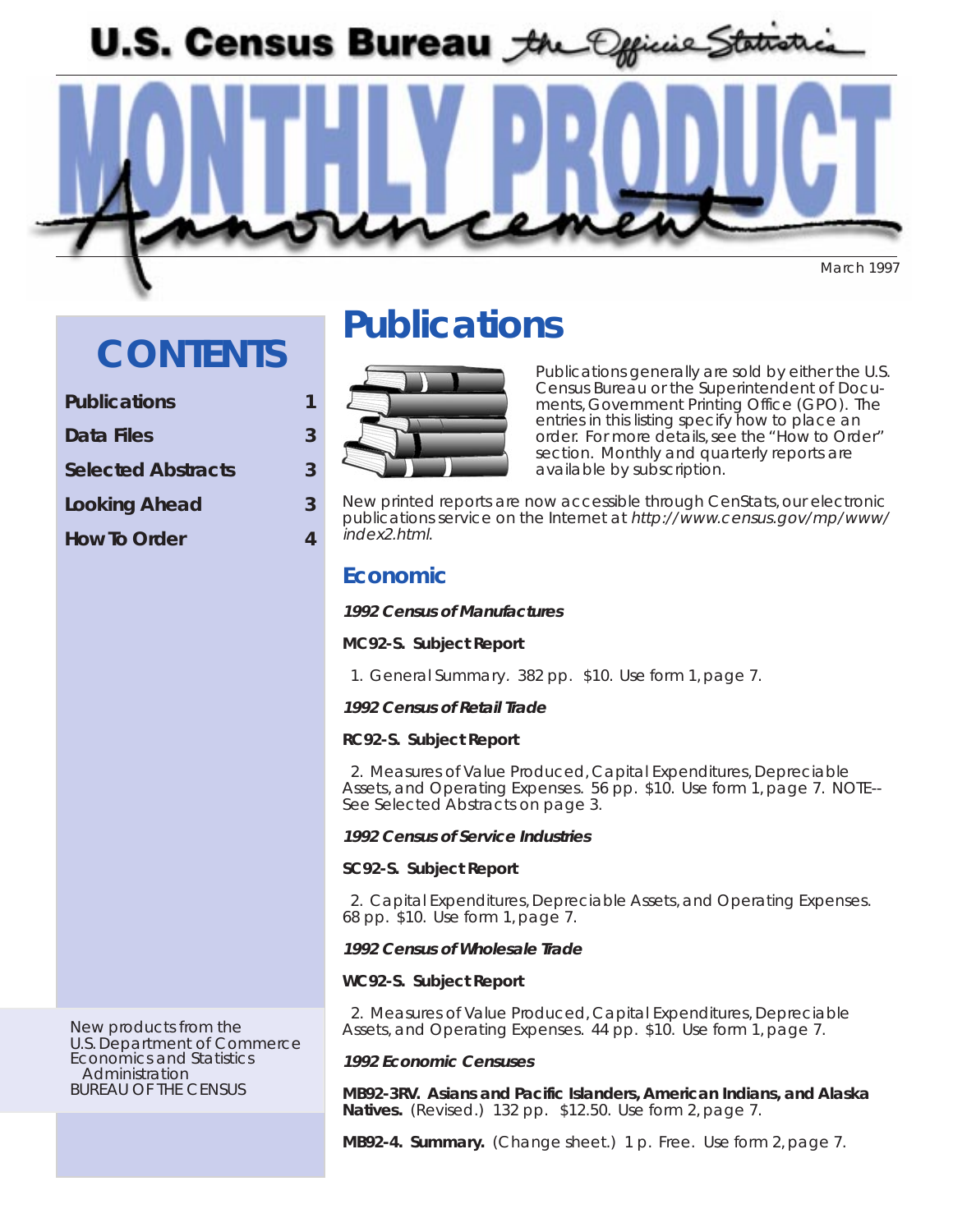# U.S. Census Bureau *the Official Statistics*

# MONTHLY PRODUCT Announcement

March 1997

## CONTENTS

| | |
|---|---|
| **Publications** | **1** |
| **Data Files** | **3** |
| **Selected Abstracts** | **3** |
| **Looking Ahead** | **3** |
| **How To Order** | **4** |

New products from the
U.S. Department of Commerce
Economics and Statistics
Administration
BUREAU OF THE CENSUS

# Publications

Publications generally are sold by either the U.S. Census Bureau or the Superintendent of Documents, Government Printing Office (GPO). The entries in this listing specify how to place an order. For more details, see the "How to Order" section. Monthly and quarterly reports are available by subscription.

New printed reports are now accessible through CenStats, our electronic publications service on the Internet at *http://www.census.gov/mp/www/index2.html*.

## Economic

***1992 Census of Manufactures***

**MC92-S. Subject Report**

1. General Summary. 382 pp. $10. Use form 1, page 7.

***1992 Census of Retail Trade***

**RC92-S. Subject Report**

2. Measures of Value Produced, Capital Expenditures, Depreciable Assets, and Operating Expenses. 56 pp. $10. Use form 1, page 7. NOTE--See Selected Abstracts on page 3.

***1992 Census of Service Industries***

**SC92-S. Subject Report**

2. Capital Expenditures, Depreciable Assets, and Operating Expenses. 68 pp. $10. Use form 1, page 7.

***1992 Census of Wholesale Trade***

**WC92-S. Subject Report**

2. Measures of Value Produced, Capital Expenditures, Depreciable Assets, and Operating Expenses. 44 pp. $10. Use form 1, page 7.

***1992 Economic Censuses***

**MB92-3RV. Asians and Pacific Islanders, American Indians, and Alaska Natives.** (Revised.) 132 pp. $12.50. Use form 2, page 7.

**MB92-4. Summary.** (Change sheet.) 1 p. Free. Use form 2, page 7.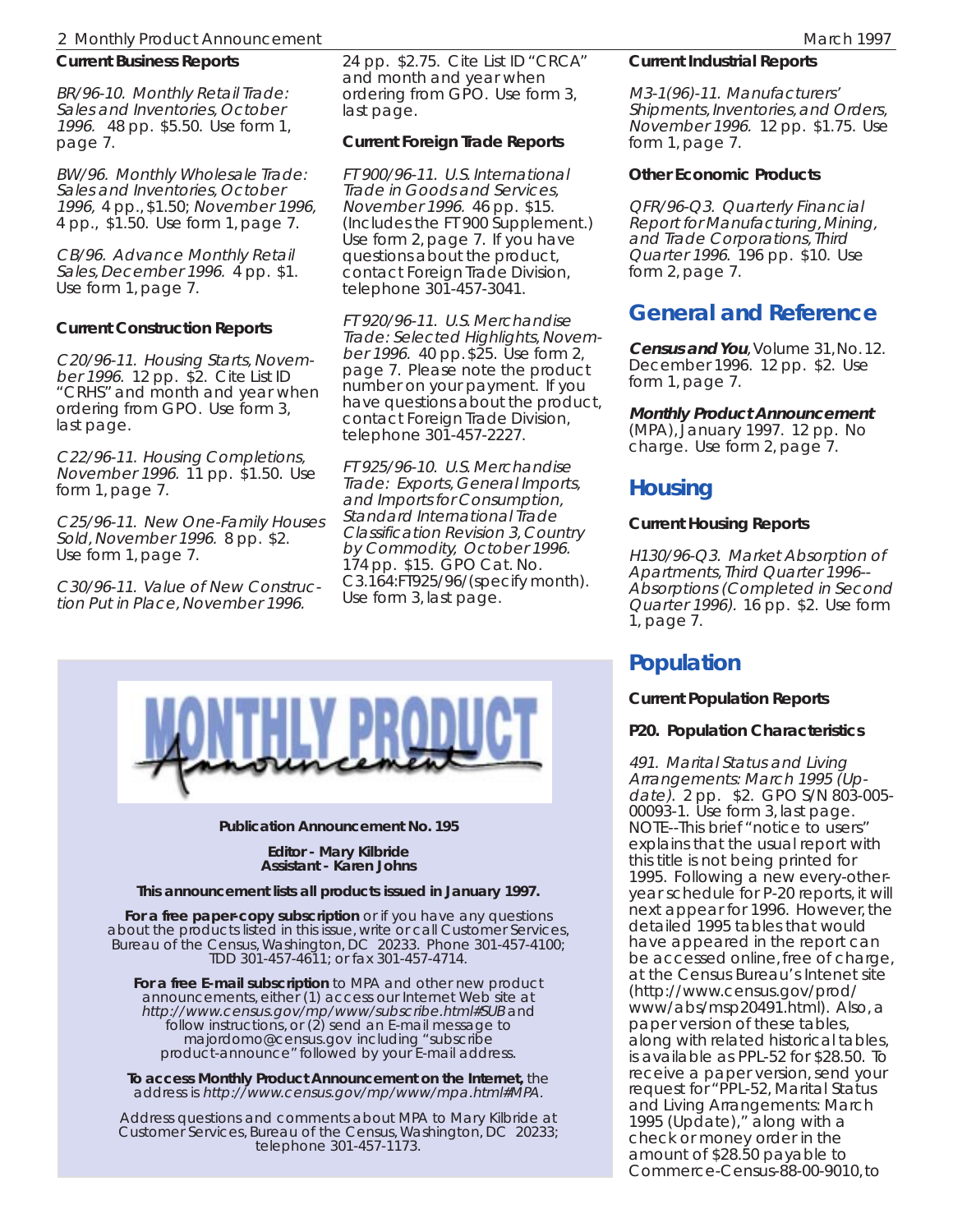### Current Business Reports

*BR/96-10. Monthly Retail Trade: Sales and Inventories, October 1996.* 48 pp. $5.50. Use form 1, page 7.

*BW/96. Monthly Wholesale Trade: Sales and Inventories, October 1996,* 4 pp., $1.50; *November 1996,* 4 pp., $1.50. Use form 1, page 7.

*CB/96. Advance Monthly Retail Sales, December 1996.* 4 pp. $1. Use form 1, page 7.

### Current Construction Reports

*C20/96-11. Housing Starts, November 1996.* 12 pp. $2. Cite List ID "CRHS" and month and year when ordering from GPO. Use form 3, last page.

*C22/96-11. Housing Completions, November 1996.* 11 pp. $1.50. Use form 1, page 7.

*C25/96-11. New One-Family Houses Sold, November 1996.* 8 pp. $2. Use form 1, page 7.

*C30/96-11. Value of New Construction Put in Place, November 1996.* 24 pp. $2.75. Cite List ID "CRCA" and month and year when ordering from GPO. Use form 3, last page.

### Current Foreign Trade Reports

*FT 900/96-11. U.S. International Trade in Goods and Services, November 1996.* 46 pp. $15. (Includes the FT 900 Supplement.) Use form 2, page 7. If you have questions about the product, contact Foreign Trade Division, telephone 301-457-3041.

*FT 920/96-11. U.S. Merchandise Trade: Selected Highlights, November 1996.* 40 pp. $25. Use form 2, page 7. Please note the product number on your payment. If you have questions about the product, contact Foreign Trade Division, telephone 301-457-2227.

*FT 925/96-10. U.S. Merchandise Trade: Exports, General Imports, and Imports for Consumption, Standard International Trade Classification Revision 3, Country by Commodity, October 1996.* 174 pp. $15. GPO Cat. No. C3.164:FT925/96/(specify month). Use form 3, last page.

### Current Industrial Reports

*M3-1(96)-11. Manufacturers' Shipments, Inventories, and Orders, November 1996.* 12 pp. $1.75. Use form 1, page 7.

### Other Economic Products

*QFR/96-Q3. Quarterly Financial Report for Manufacturing, Mining, and Trade Corporations, Third Quarter 1996.* 196 pp. $10. Use form 2, page 7.

## General and Reference

***Census and You***, Volume 31, No. 12. December 1996. 12 pp. $2. Use form 1, page 7.

***Monthly Product Announcement*** (MPA), January 1997. 12 pp. No charge. Use form 2, page 7.

## Housing

### Current Housing Reports

*H130/96-Q3. Market Absorption of Apartments, Third Quarter 1996--Absorptions (Completed in Second Quarter 1996).* 16 pp. $2. Use form 1, page 7.

## Population

### Current Population Reports

### P20. Population Characteristics

*491. Marital Status and Living Arrangements: March 1995 (Update).* 2 pp. $2. GPO S/N 803-005-00093-1. Use form 3, last page. NOTE--This brief "notice to users" explains that the usual report with this title is not being printed for 1995. Following a new every-other-year schedule for P-20 reports, it will next appear for 1996. However, the detailed 1995 tables that would have appeared in the report can be accessed online, free of charge, at the Census Bureau's Intenet site (http://www.census.gov/prod/www/abs/msp20491.html). Also, a paper version of these tables, along with related historical tables, is available as PPL-52 for $28.50. To receive a paper version, send your request for "PPL-52, Marital Status and Living Arrangements: March 1995 (Update)," along with a check or money order in the amount of $28.50 payable to Commerce-Census-88-00-9010, to

---

**MONTHLY PRODUCT Announcement**

**Publication Announcement No. 195**

**Editor - Mary Kilbride**
**Assistant - Karen Johns**

**This announcement lists all products issued in January 1997.**

**For a free paper-copy subscription** or if you have any questions about the products listed in this issue, write or call Customer Services, Bureau of the Census, Washington, DC 20233. Phone 301-457-4100; TDD 301-457-4611; or fax 301-457-4714.

**For a free E-mail subscription** to MPA and other new product announcements, either (1) access our Internet Web site at *http://www.census.gov/mp/www/subscribe.html#SUB* and follow instructions, or (2) send an E-mail message to majordomo@census.gov including "subscribe product-announce" followed by your E-mail address.

**To access Monthly Product Announcement on the Internet,** the address is *http://www.census.gov/mp/www/mpa.html#MPA.*

Address questions and comments about MPA to Mary Kilbride at Customer Services, Bureau of the Census, Washington, DC 20233; telephone 301-457-1173.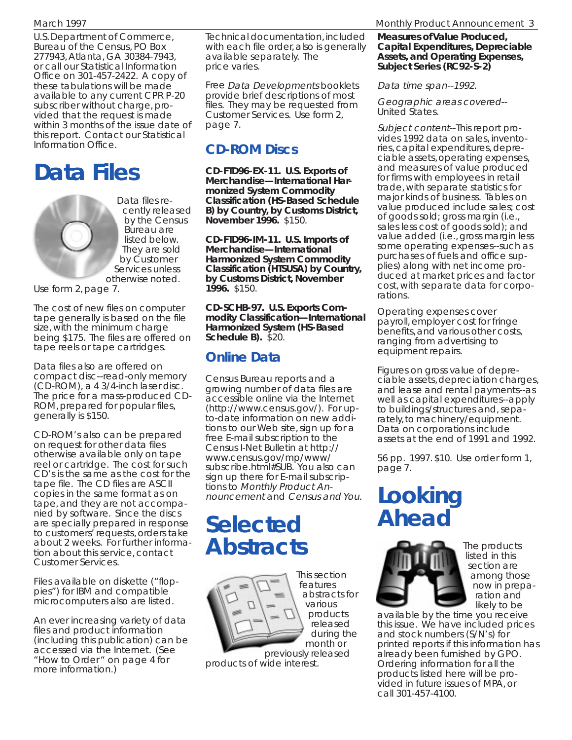U.S. Department of Commerce, Bureau of the Census, PO Box 277943, Atlanta, GA 30384-7943, or call our Statistical Information Office on 301-457-2422. A copy of these tabulations will be made available to any current CPR P-20 subscriber without charge, provided that the request is made within 3 months of the issue date of this report. Contact our Statistical Information Office.

# Data Files

Data files recently released by the Census Bureau are listed below. They are sold by Customer Services unless otherwise noted. Use form 2, page 7.

The cost of new files on computer tape generally is based on the file size, with the minimum charge being $175. The files are offered on tape reels or tape cartridges.

Data files also are offered on compact disc--read-only memory (CD-ROM), a 4 3/4-inch laser disc. The price for a mass-produced CD-ROM, prepared for popular files, generally is $150.

CD-ROM's also can be prepared on request for other data files otherwise available only on tape reel or cartridge. The cost for such CD's is the same as the cost for the tape file. The CD files are ASCII copies in the same format as on tape, and they are not accompanied by software. Since the discs are specially prepared in response to customers' requests, orders take about 2 weeks. For further information about this service, contact Customer Services.

Files available on diskette ("floppies") for IBM and compatible microcomputers also are listed.

An ever increasing variety of data files and product information (including this publication) can be accessed via the Internet. (See "How to Order" on page 4 for more information.)

Technical documentation, included with each file order, also is generally available separately. The price varies.

Free *Data Developments* booklets provide brief descriptions of most files. They may be requested from Customer Services. Use form 2, page 7.

## CD-ROM Discs

**CD-FTD96-EX-11. U.S. Exports of Merchandise—International Harmonized System Commodity Classification (HS-Based Schedule B) by Country, by Customs District, November 1996.** $150.

**CD-FTD96-IM-11. U.S. Imports of Merchandise—International Harmonized System Commodity Classification (HTSUSA) by Country, by Customs District, November 1996.** $150.

**CD-SCHB-97. U.S. Exports Commodity Classification—International Harmonized System (HS-Based Schedule B).** $20.

## Online Data

Census Bureau reports and a growing number of data files are accessible online via the Internet (http://www.census.gov/). For up-to-date information on new additions to our Web site, sign up for a free E-mail subscription to the Census I-Net Bulletin at http://www.census.gov/mp/www/subscribe.html#SUB. You also can sign up there for E-mail subscriptions to *Monthly Product Announcement* and *Census and You*.

# Selected Abstracts

This section features abstracts for various products released during the month or previously released products of wide interest.

**Measures of Value Produced, Capital Expenditures, Depreciable Assets, and Operating Expenses, Subject Series (RC92-S-2)**

*Data time span*--1992.

*Geographic areas covered*--United States.

*Subject content*--This report provides 1992 data on sales, inventories, capital expenditures, depreciable assets, operating expenses, and measures of value produced for firms with employees in retail trade, with separate statistics for major kinds of business. Tables on value produced include sales; cost of goods sold; gross margin (i.e., sales less cost of goods sold); and value added (i.e., gross margin less some operating expenses--such as purchases of fuels and office supplies) along with net income produced at market prices and factor cost, with separate data for corporations.

Operating expenses cover payroll, employer cost for fringe benefits, and various other costs, ranging from advertising to equipment repairs.

Figures on gross value of depreciable assets, depreciation charges, and lease and rental payments--as well as capital expenditures--apply to buildings/structures and, separately, to machinery/equipment. Data on corporations include assets at the end of 1991 and 1992.

56 pp. 1997. $10. Use order form 1, page 7.

# Looking Ahead

The products listed in this section are among those now in preparation and likely to be available by the time you receive this issue. We have included prices and stock numbers (S/N's) for printed reports if this information has already been furnished by GPO. Ordering information for all the products listed here will be provided in future issues of MPA, or call 301-457-4100.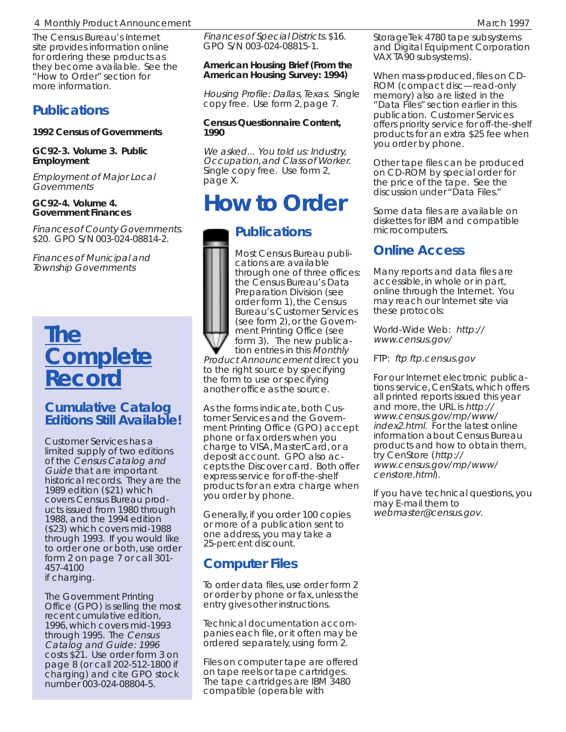The Census Bureau's Internet site provides information online for ordering these products as they become available. See the "How to Order" section for more information.

## Publications

**1992 Census of Governments**

**GC92-3. Volume 3. Public Employment**

*Employment of Major Local Governments*

**GC92-4. Volume 4. Government Finances**

*Finances of County Governments.* $20. GPO S/N 003-024-08814-2.

*Finances of Municipal and Township Governments*

*Finances of Special Districts.* $16. GPO S/N 003-024-08815-1.

**American Housing Brief (From the American Housing Survey: 1994)**

*Housing Profile: Dallas, Texas.* Single copy free. Use form 2, page 7.

**Census Questionnaire Content, 1990**

*We asked... You told us: Industry, Occupation, and Class of Worker.* Single copy free. Use form 2, page X.

## The Complete Record

### Cumulative Catalog Editions Still Available!

Customer Services has a limited supply of two editions of the *Census Catalog and Guide* that are important historical records. They are the 1989 edition ($21) which covers Census Bureau products issued from 1980 through 1988, and the 1994 edition ($23) which covers mid-1988 through 1993. If you would like to order one or both, use order form 2 on page 7 or call 301-457-4100 if charging.

The Government Printing Office (GPO) is selling the most recent cumulative edition, 1996, which covers mid-1993 through 1995. The *Census Catalog and Guide: 1996* costs $21. Use order form 3 on page 8 (or call 202-512-1800 if charging) and cite GPO stock number 003-024-08804-5.

# How to Order

## Publications

Most Census Bureau publications are available through one of three offices: the Census Bureau's Data Preparation Division (see order form 1), the Census Bureau's Customer Services (see form 2), or the Government Printing Office (see form 3). The new publication entries in this *Monthly Product Announcement* direct you to the right source by specifying the form to use or specifying another office as the source.

As the forms indicate, both Customer Services and the Government Printing Office (GPO) accept phone or fax orders when you charge to VISA, MasterCard, or a deposit account. GPO also accepts the Discover card. Both offer express service for off-the-shelf products for an extra charge when you order by phone.

Generally, if you order 100 copies or more of a publication sent to one address, you may take a 25-percent discount.

## Computer Files

To order data files, use order form 2 or order by phone or fax, unless the entry gives other instructions.

Technical documentation accompanies each file, or it often may be ordered separately, using form 2.

Files on computer tape are offered on tape reels or tape cartridges. The tape cartridges are IBM 3480 compatible (operable with StorageTek 4780 tape subsystems and Digital Equipment Corporation VAX TA90 subsystems).

When mass-produced, files on CD-ROM (compact disc—read-only memory) also are listed in the "Data Files" section earlier in this publication. Customer Services offers priority service for off-the-shelf products for an extra $25 fee when you order by phone.

Other tape files can be produced on CD-ROM by special order for the price of the tape. See the discussion under "Data Files."

Some data files are available on diskettes for IBM and compatible microcomputers.

## Online Access

Many reports and data files are accessible, in whole or in part, online through the Internet. You may reach our Internet site via these protocols:

World-Wide Web: *http://www.census.gov/*

FTP: *ftp ftp.census.gov*

For our Internet electronic publications service, CenStats, which offers all printed reports issued this year and more, the URL is *http://www.census.gov/mp/www/index2.html*. For the latest online information about Census Bureau products and how to obtain them, try CenStore (*http://www.census.gov/mp/www/censtore.html*).

If you have technical questions, you may E-mail them to *webmaster@census.gov*.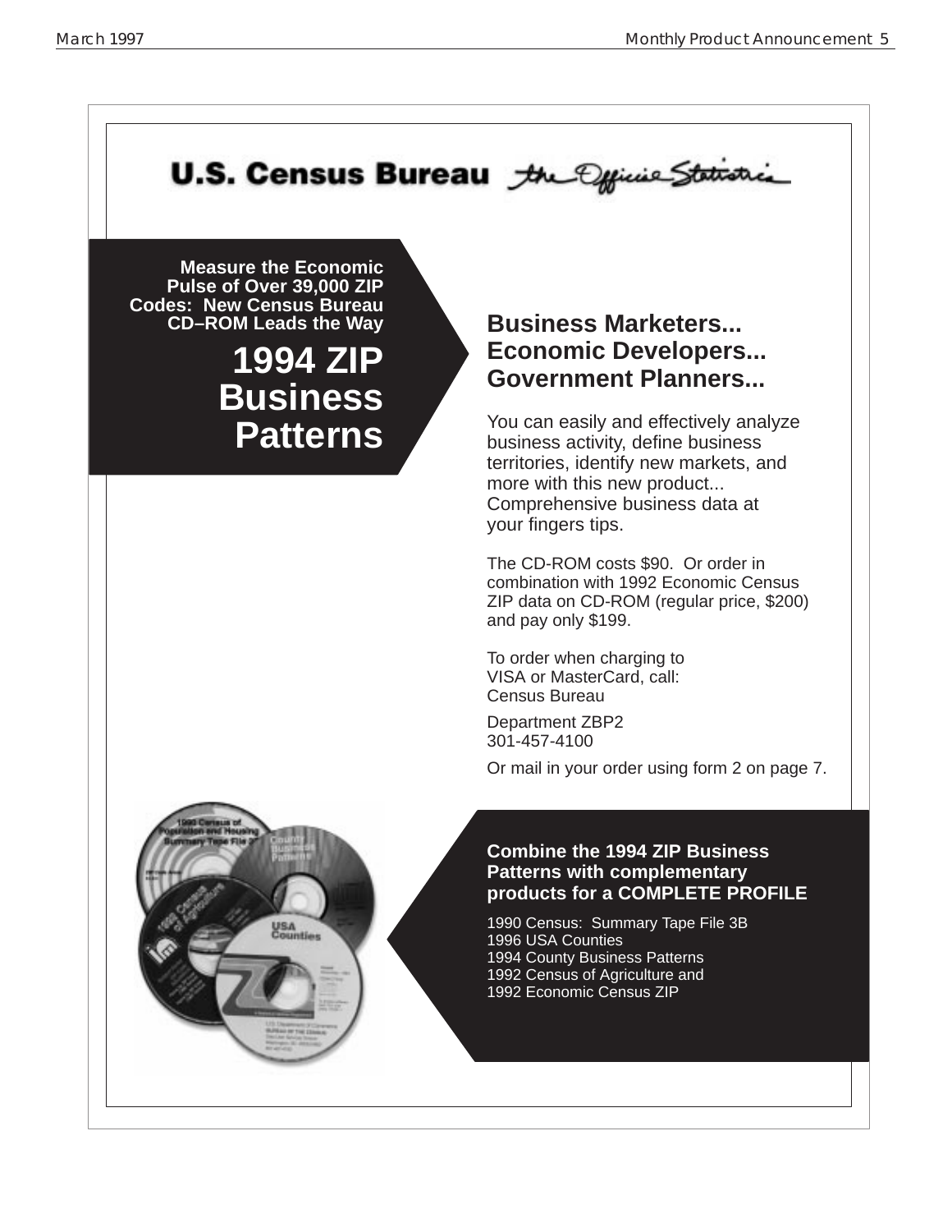U.S. Census Bureau *the Official Statistics*

**Measure the Economic Pulse of Over 39,000 ZIP Codes: New Census Bureau CD–ROM Leads the Way**

# 1994 ZIP Business Patterns

## Business Marketers... Economic Developers... Government Planners...

You can easily and effectively analyze business activity, define business territories, identify new markets, and more with this new product... Comprehensive business data at your fingers tips.

The CD-ROM costs $90. Or order in combination with 1992 Economic Census ZIP data on CD-ROM (regular price, $200) and pay only $199.

To order when charging to VISA or MasterCard, call:
Census Bureau

Department ZBP2
301-457-4100

Or mail in your order using form 2 on page 7.

**Combine the 1994 ZIP Business Patterns with complementary products for a COMPLETE PROFILE**

1990 Census: Summary Tape File 3B
1996 USA Counties
1994 County Business Patterns
1992 Census of Agriculture and
1992 Economic Census ZIP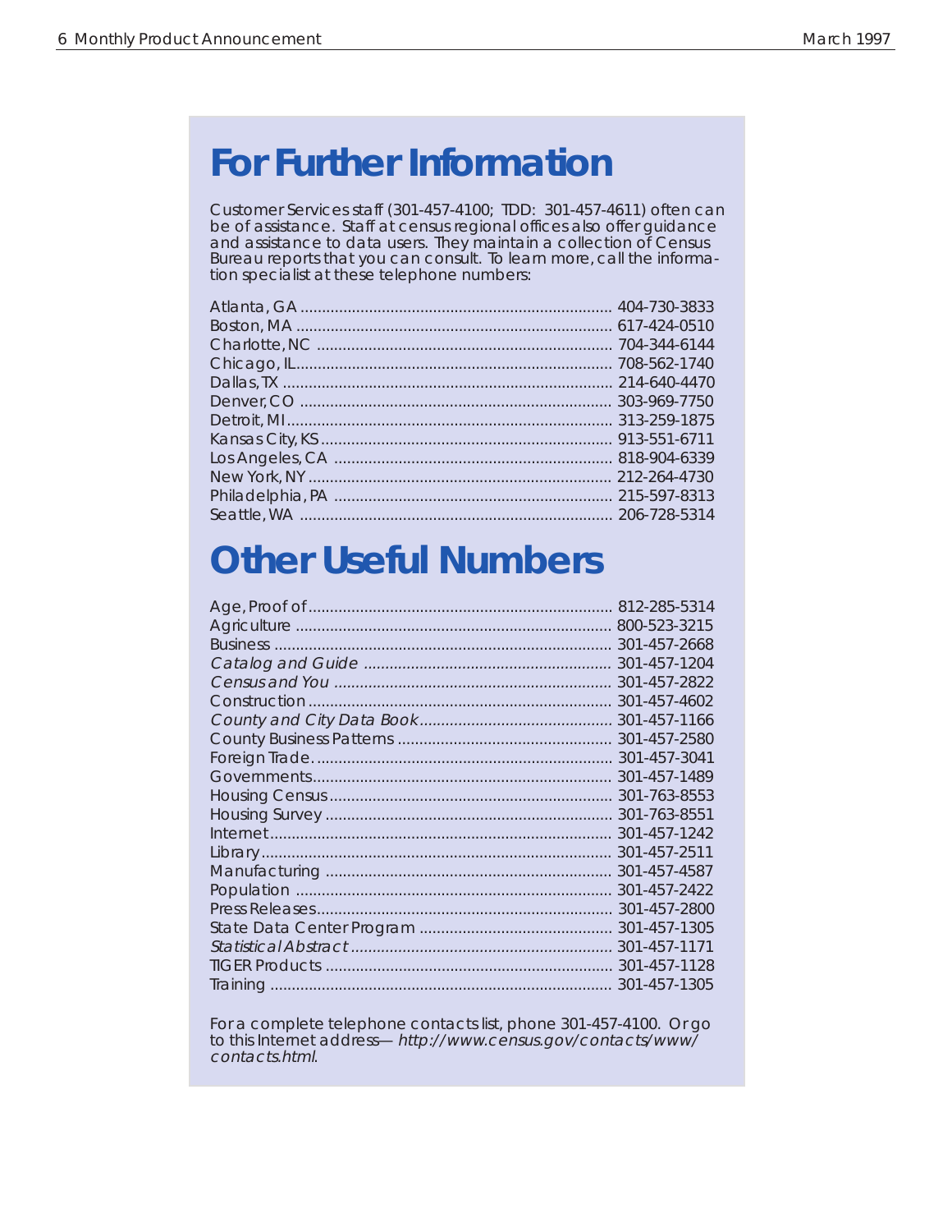# For Further Information

Customer Services staff (301-457-4100; TDD: 301-457-4611) often can be of assistance. Staff at census regional offices also offer guidance and assistance to data users. They maintain a collection of Census Bureau reports that you can consult. To learn more, call the information specialist at these telephone numbers:

| | |
|---|---|
| Atlanta, GA | 404-730-3833 |
| Boston, MA | 617-424-0510 |
| Charlotte, NC | 704-344-6144 |
| Chicago, IL | 708-562-1740 |
| Dallas, TX | 214-640-4470 |
| Denver, CO | 303-969-7750 |
| Detroit, MI | 313-259-1875 |
| Kansas City, KS | 913-551-6711 |
| Los Angeles, CA | 818-904-6339 |
| New York, NY | 212-264-4730 |
| Philadelphia, PA | 215-597-8313 |
| Seattle, WA | 206-728-5314 |

# Other Useful Numbers

| | |
|---|---|
| Age, Proof of | 812-285-5314 |
| Agriculture | 800-523-3215 |
| Business | 301-457-2668 |
| *Catalog and Guide* | 301-457-1204 |
| *Census and You* | 301-457-2822 |
| Construction | 301-457-4602 |
| *County and City Data Book* | 301-457-1166 |
| County Business Patterns | 301-457-2580 |
| Foreign Trade. | 301-457-3041 |
| Governments | 301-457-1489 |
| Housing Census | 301-763-8553 |
| Housing Survey | 301-763-8551 |
| Internet | 301-457-1242 |
| Library | 301-457-2511 |
| Manufacturing | 301-457-4587 |
| Population | 301-457-2422 |
| Press Releases | 301-457-2800 |
| State Data Center Program | 301-457-1305 |
| *Statistical Abstract* | 301-457-1171 |
| TIGER Products | 301-457-1128 |
| Training | 301-457-1305 |

For a complete telephone contacts list, phone 301-457-4100. Or go to this Internet address— *http://www.census.gov/contacts/www/contacts.html*.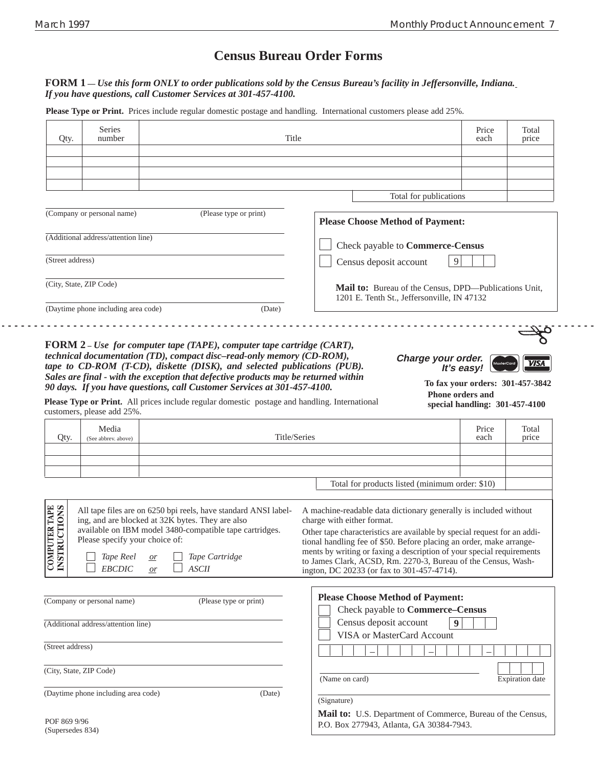# Census Bureau Order Forms

**FORM 1** — ***Use this form ONLY to order publications sold by the Census Bureau's facility in Jeffersonville, Indiana. If you have questions, call Customer Services at 301-457-4100.***

**Please Type or Print.** Prices include regular domestic postage and handling. International customers please add 25%.

| Qty. | Series number | Title | Price each | Total price |
|---|---|---|---|---|
| | | | | |
| | | | | |
| | | | | |
| | | | | |
| | | | Total for publications | |

(Company or personal name) (Please type or print)

(Additional address/attention line)

(Street address)

(City, State, ZIP Code)

(Daytime phone including area code) (Date)

**Please Choose Method of Payment:**

- ☐ Check payable to **Commerce-Census**
- ☐ Census deposit account 9

**Mail to:** Bureau of the Census, DPD—Publications Unit, 1201 E. Tenth St., Jeffersonville, IN 47132

---

**FORM 2** – ***Use for computer tape (TAPE), computer tape cartridge (CART), technical documentation (TD), compact disc–read-only memory (CD-ROM), tape to CD-ROM (T-CD), diskette (DISK), and selected publications (PUB). Sales are final - with the exception that defective products may be returned within 90 days. If you have questions, call Customer Services at 301-457-4100.***

***Charge your order. It's easy!*** MasterCard VISA

**To fax your orders: 301-457-3842**

**Phone orders and special handling: 301-457-4100**

**Please Type or Print.** All prices include regular domestic postage and handling. International customers, please add 25%.

| Qty. | Media (See abbrev. above) | Title/Series | Price each | Total price |
|---|---|---|---|---|
| | | | | |
| | | | | |
| | | | | |
| | | Total for products listed (minimum order: $10) | | |

**COMPUTER TAPE INSTRUCTIONS**

All tape files are on 6250 bpi reels, have standard ANSI labeling, and are blocked at 32K bytes. They are also available on IBM model 3480-compatible tape cartridges. Please specify your choice of:

- ☐ *Tape Reel* *or* ☐ *Tape Cartridge*
- ☐ *EBCDIC* *or* ☐ *ASCII*

A machine-readable data dictionary generally is included without charge with either format.

Other tape characteristics are available by special request for an additional handling fee of $50. Before placing an order, make arrangements by writing or faxing a description of your special requirements to James Clark, ACSD, Rm. 2270-3, Bureau of the Census, Washington, DC 20233 (or fax to 301-457-4714).

(Company or personal name) (Please type or print)

(Additional address/attention line)

(Street address)

(City, State, ZIP Code)

(Daytime phone including area code) (Date)

**Please Choose Method of Payment:**

- ☐ Check payable to **Commerce–Census**
- ☐ Census deposit account **9**
- ☐ VISA or MasterCard Account

(Name on card) Expiration date

(Signature)

**Mail to:** U.S. Department of Commerce, Bureau of the Census, P.O. Box 277943, Atlanta, GA 30384-7943.

POF 869 9/96
(Supersedes 834)